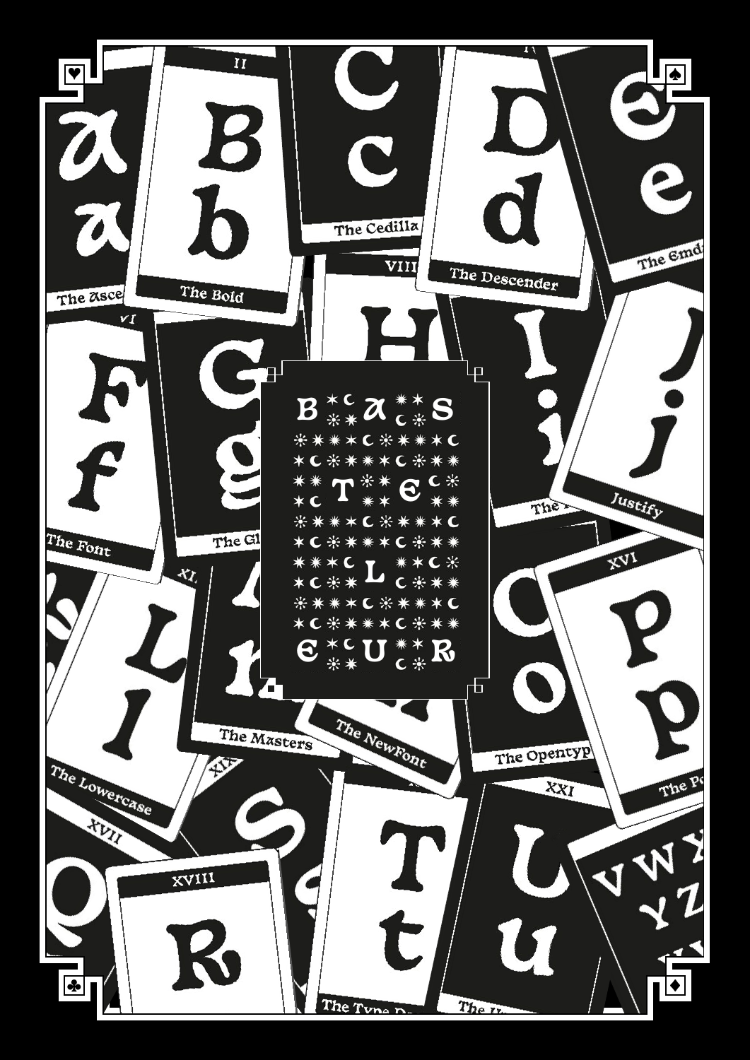# BaSTELEUR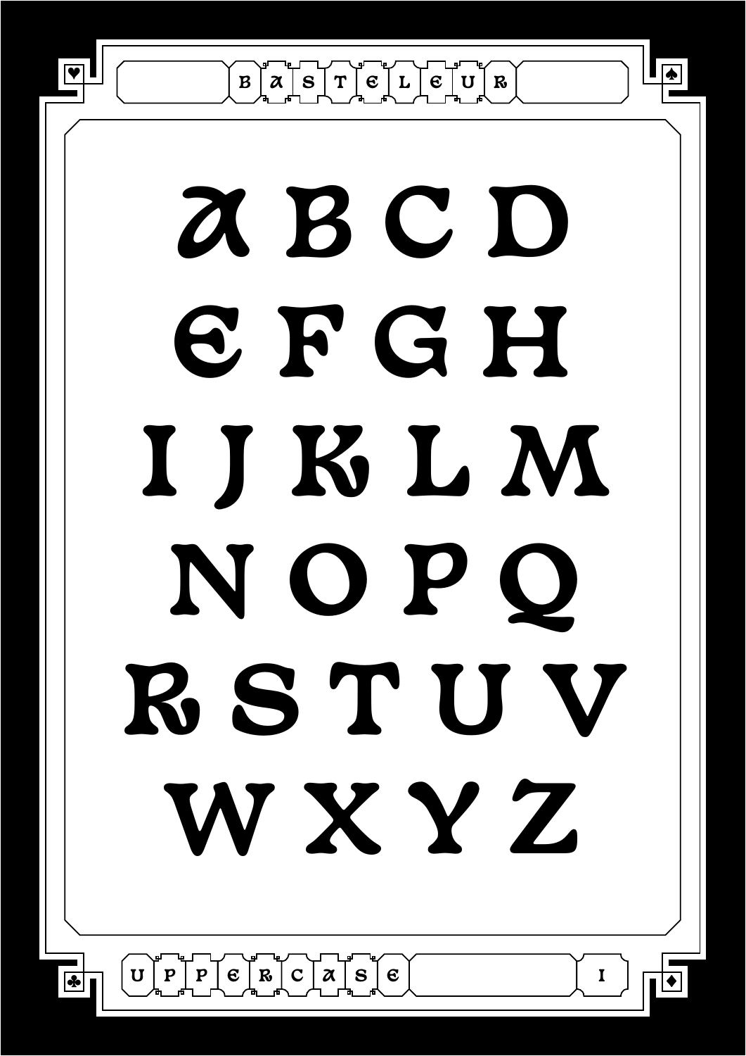# BASTELEUR

A B C D

E F G H

I J K L M

N O P Q

R S T U V

W X Y Z

UPPERCASE I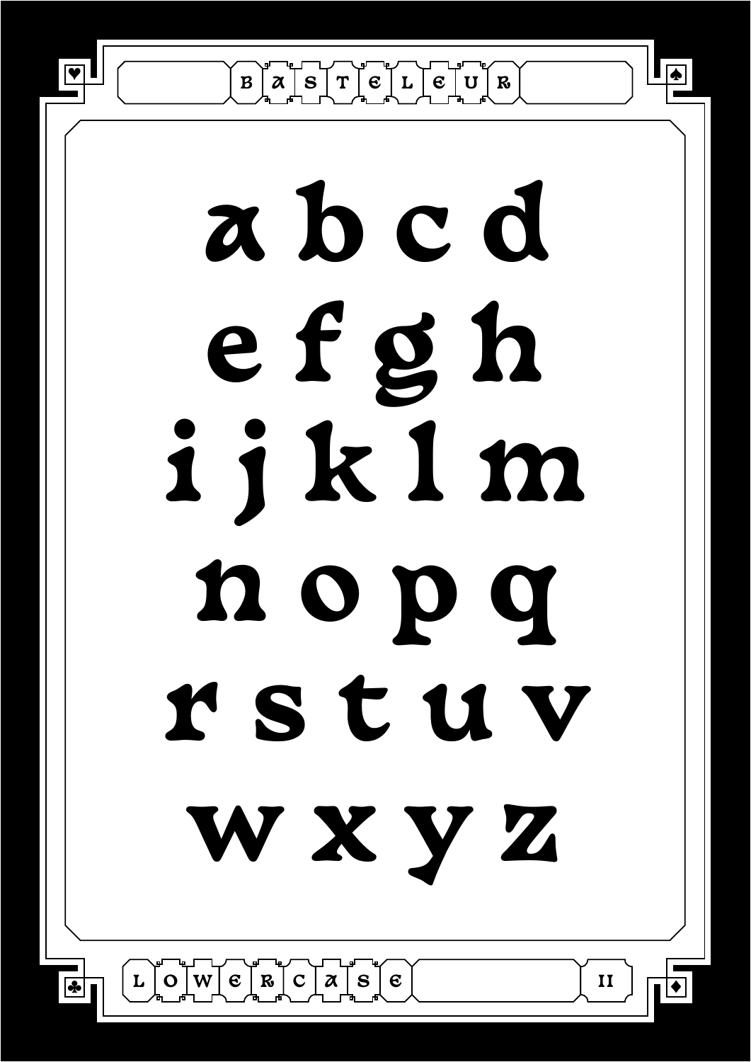BASTELEUR

a b c d

e f g h

i j k l m

n o p q

r s t u v

w x y z

LOWERCASE

II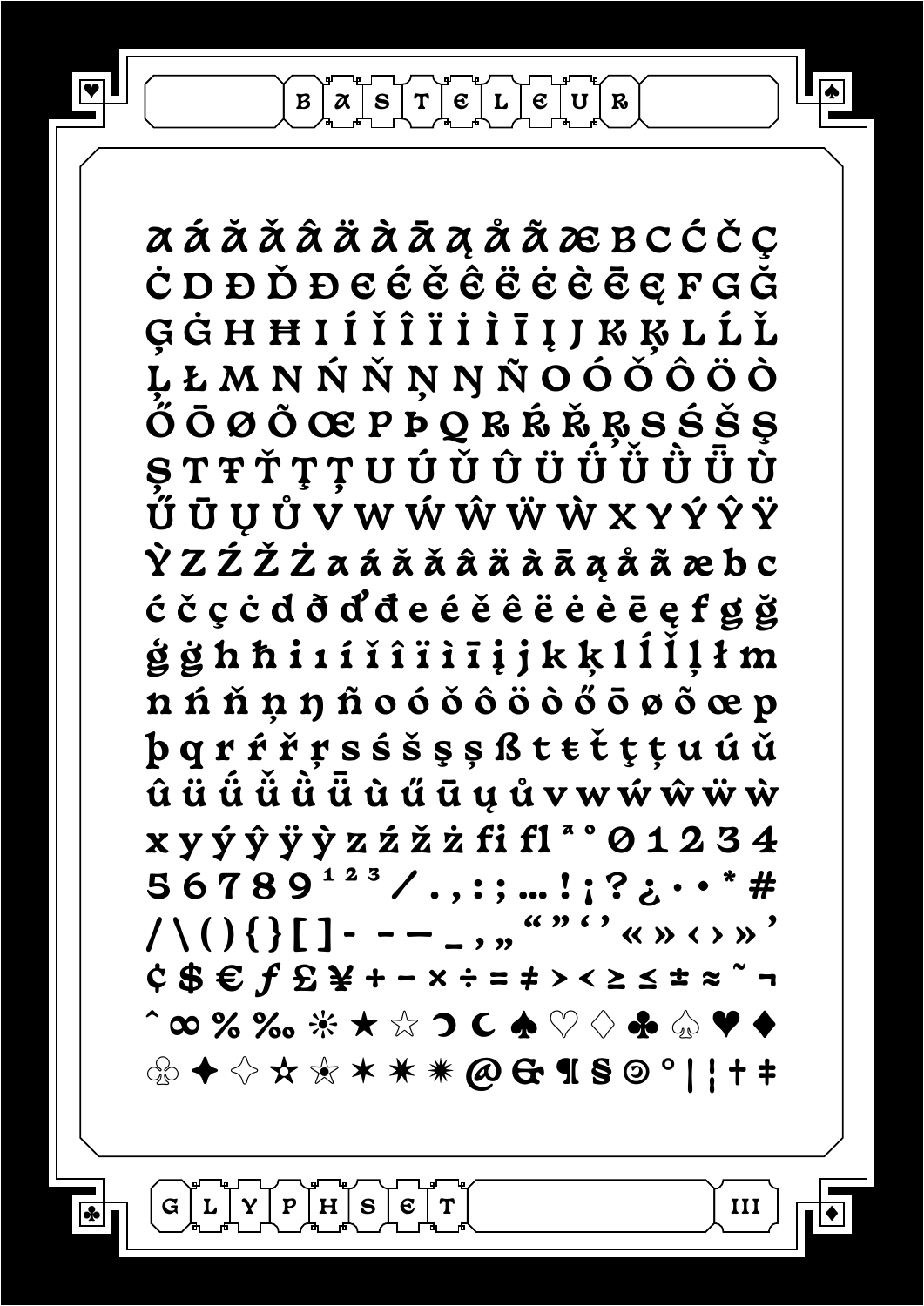# BASTELEUR

A Á Ă Ǎ Â Ä À Ā Ą Å Ã Æ B C Ć Č Ç
Ċ D Ð Ď Đ E É Ě Ê Ë Ė È Ē Ę F G Ğ
Ģ Ġ H Ħ I Í Ĭ Î Ï İ Ì Ī Į J K Ķ L Ĺ Ľ
Ļ Ł M N Ń Ň Ņ Ŋ Ñ O Ó Ǒ Ô Ö Ò
Ő Ō Ø Õ Œ P Þ Q R Ŕ Ř Ŗ S Ś Š Ş
Ș T Ŧ Ť Ţ Ț U Ú Ŭ Û Ü Ǘ Ǚ Ǜ Ǖ Ù
Ű Ū Ų Ů V W Ẃ Ŵ Ẅ Ẁ X Y Ý Ŷ Ÿ
Ỳ Z Ź Ž Ż a á ă ǎ â ä à ā ą å ã æ b c
ć č ç ċ d ð ď đ e é ě ê ë ė è ē ę f g ğ
ģ ġ h ħ i ı í ĭ î ï i ì ī į j k ķ l ĺ ľ ļ ł m
n ń ň ņ ŋ ñ o ó ǒ ô ö ò ő ō ø õ œ p
þ q r ŕ ř ŗ s ś š ş ș ß t ŧ ť ţ ț u ú ŭ
û ü ǘ ǚ ǜ ǖ ù ű ū ų ů v w ẃ ŵ ẅ ẁ
x y ý ŷ ÿ ỳ z ź ž ż ﬁ ﬂ ª º 0 1 2 3 4
5 6 7 8 9 ¹ ² ³ ⁄ . , : ; … ! ¡ ? ¿ · • * #
/ \ ( ) { } [ ] - – — _ ‚ „ “ ” ‘ ’ « » ‹ › " '
¢ $ € ƒ £ ¥ + − × ÷ = ≠ > < ≥ ≤ ± ≈ ˜ ¬
ˆ ∞ % ‰ ☼ ★ ☆ ☽ ☾ ♠ ♡ ♢ ♣ ♤ ♥ ♦
♧ ✦ ✧ ✫ ✭ ✶ ✷ ✸ @ & ¶ § © ° | ¦ † ‡

GLYPHSET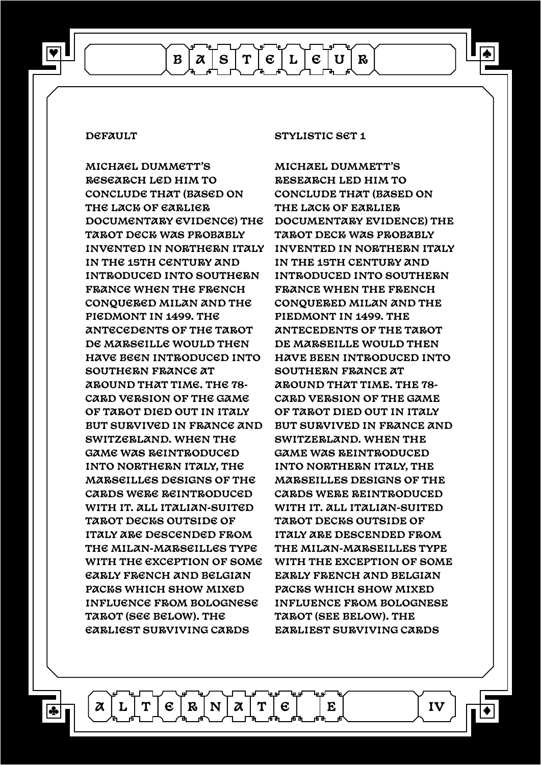# BASTELEUR

## ALTERNATE E

### DEFAULT

MICHAEL DUMMETT'S RESEARCH LED HIM TO CONCLUDE THAT (BASED ON THE LACK OF EARLIER DOCUMENTARY EVIDENCE) THE TAROT DECK WAS PROBABLY INVENTED IN NORTHERN ITALY IN THE 15TH CENTURY AND INTRODUCED INTO SOUTHERN FRANCE WHEN THE FRENCH CONQUERED MILAN AND THE PIEDMONT IN 1499. THE ANTECEDENTS OF THE TAROT DE MARSEILLE WOULD THEN HAVE BEEN INTRODUCED INTO SOUTHERN FRANCE AT AROUND THAT TIME. THE 78-CARD VERSION OF THE GAME OF TAROT DIED OUT IN ITALY BUT SURVIVED IN FRANCE AND SWITZERLAND. WHEN THE GAME WAS REINTRODUCED INTO NORTHERN ITALY, THE MARSEILLES DESIGNS OF THE CARDS WERE REINTRODUCED WITH IT. ALL ITALIAN-SUITED TAROT DECKS OUTSIDE OF ITALY ARE DESCENDED FROM THE MILAN-MARSEILLES TYPE WITH THE EXCEPTION OF SOME EARLY FRENCH AND BELGIAN PACKS WHICH SHOW MIXED INFLUENCE FROM BOLOGNESE TAROT (SEE BELOW). THE EARLIEST SURVIVING CARDS

### STYLISTIC SET 1

MICHAEL DUMMETT'S RESEARCH LED HIM TO CONCLUDE THAT (BASED ON THE LACK OF EARLIER DOCUMENTARY EVIDENCE) THE TAROT DECK WAS PROBABLY INVENTED IN NORTHERN ITALY IN THE 15TH CENTURY AND INTRODUCED INTO SOUTHERN FRANCE WHEN THE FRENCH CONQUERED MILAN AND THE PIEDMONT IN 1499. THE ANTECEDENTS OF THE TAROT DE MARSEILLE WOULD THEN HAVE BEEN INTRODUCED INTO SOUTHERN FRANCE AT AROUND THAT TIME. THE 78-CARD VERSION OF THE GAME OF TAROT DIED OUT IN ITALY BUT SURVIVED IN FRANCE AND SWITZERLAND. WHEN THE GAME WAS REINTRODUCED INTO NORTHERN ITALY, THE MARSEILLES DESIGNS OF THE CARDS WERE REINTRODUCED WITH IT. ALL ITALIAN-SUITED TAROT DECKS OUTSIDE OF ITALY ARE DESCENDED FROM THE MILAN-MARSEILLES TYPE WITH THE EXCEPTION OF SOME EARLY FRENCH AND BELGIAN PACKS WHICH SHOW MIXED INFLUENCE FROM BOLOGNESE TAROT (SEE BELOW). THE EARLIEST SURVIVING CARDS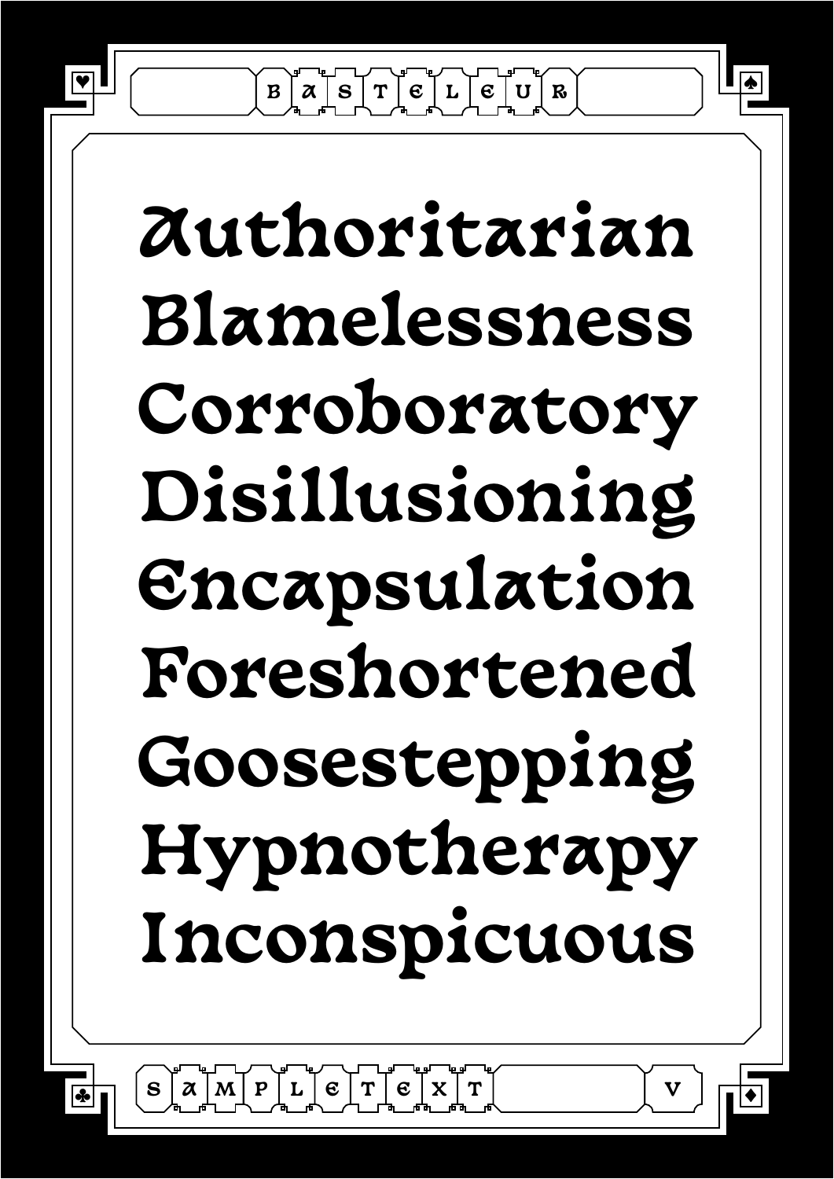BASTELEUR

Authoritarian
Blamelessness
Corroboratory
Disillusioning
Encapsulation
Foreshortened
Goosestepping
Hypnotherapy
Inconspicuous

SAMPLETEXT V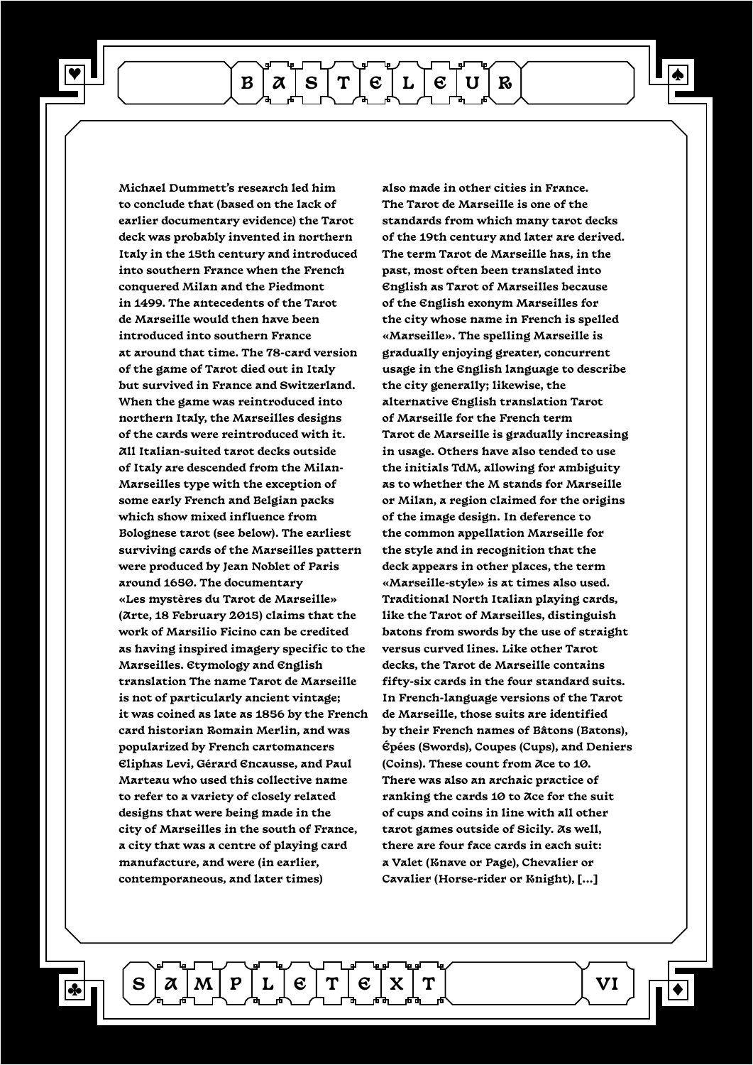# BASTELEUR

Michael Dummett's research led him to conclude that (based on the lack of earlier documentary evidence) the Tarot deck was probably invented in northern Italy in the 15th century and introduced into southern France when the French conquered Milan and the Piedmont in 1499. The antecedents of the Tarot de Marseille would then have been introduced into southern France at around that time. The 78-card version of the game of Tarot died out in Italy but survived in France and Switzerland. When the game was reintroduced into northern Italy, the Marseilles designs of the cards were reintroduced with it. All Italian-suited tarot decks outside of Italy are descended from the Milan-Marseilles type with the exception of some early French and Belgian packs which show mixed influence from Bolognese tarot (see below). The earliest surviving cards of the Marseilles pattern were produced by Jean Noblet of Paris around 1650. The documentary «Les mystères du Tarot de Marseille» (Arte, 18 February 2015) claims that the work of Marsilio Ficino can be credited as having inspired imagery specific to the Marseilles. Etymology and English translation The name Tarot de Marseille is not of particularly ancient vintage; it was coined as late as 1856 by the French card historian Romain Merlin, and was popularized by French cartomancers Eliphas Levi, Gérard Encausse, and Paul Marteau who used this collective name to refer to a variety of closely related designs that were being made in the city of Marseilles in the south of France, a city that was a centre of playing card manufacture, and were (in earlier, contemporaneous, and later times) also made in other cities in France. The Tarot de Marseille is one of the standards from which many tarot decks of the 19th century and later are derived. The term Tarot de Marseille has, in the past, most often been translated into English as Tarot of Marseilles because of the English exonym Marseilles for the city whose name in French is spelled «Marseille». The spelling Marseille is gradually enjoying greater, concurrent usage in the English language to describe the city generally; likewise, the alternative English translation Tarot of Marseille for the French term Tarot de Marseille is gradually increasing in usage. Others have also tended to use the initials TdM, allowing for ambiguity as to whether the M stands for Marseille or Milan, a region claimed for the origins of the image design. In deference to the common appellation Marseille for the style and in recognition that the deck appears in other places, the term «Marseille-style» is at times also used. Traditional North Italian playing cards, like the Tarot of Marseilles, distinguish batons from swords by the use of straight versus curved lines. Like other Tarot decks, the Tarot de Marseille contains fifty-six cards in the four standard suits. In French-language versions of the Tarot de Marseille, those suits are identified by their French names of Bâtons (Batons), Épées (Swords), Coupes (Cups), and Deniers (Coins). These count from Ace to 10. There was also an archaic practice of ranking the cards 10 to Ace for the suit of cups and coins in line with all other tarot games outside of Sicily. As well, there are four face cards in each suit: a Valet (Knave or Page), Chevalier or Cavalier (Horse-rider or Knight), [...]

SAMPLETEXT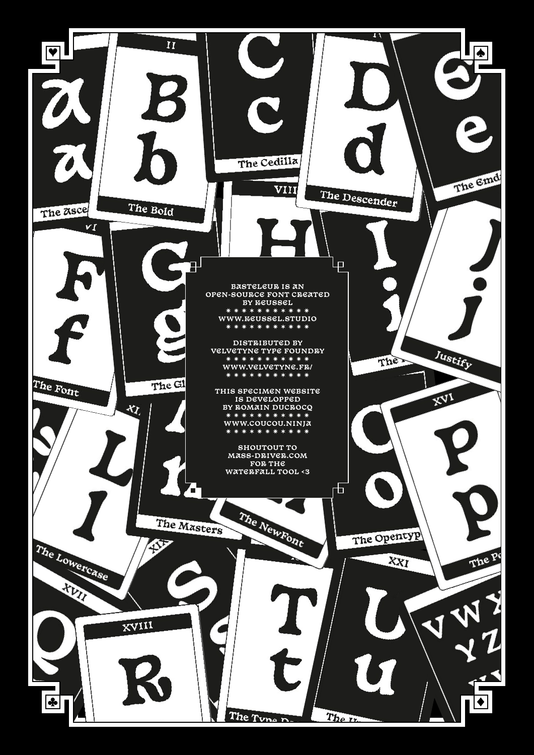BASTELEUR IS AN
OPEN-SOURCE FONT CREATED
BY KEUSSEL

* * * * * * * * * * *

WWW.KEUSSEL.STUDIO

* * * * * * * * * * *

DISTRIBUTED BY
VELVETYNE TYPE FOUNDRY

* * * * * * * * * * *

WWW.VELVETYNE.FR/

* * * * * * * * * * *

THIS SPECIMEN WEBSITE
IS DEVELOPPED
BY ROMAIN DUCROCQ

* * * * * * * * * * *

WWW.COUCOU.NINJA

* * * * * * * * * * *

SHOUTOUT TO
MASS-DRIVER.COM
FOR THE
WATERFALL TOOL <3